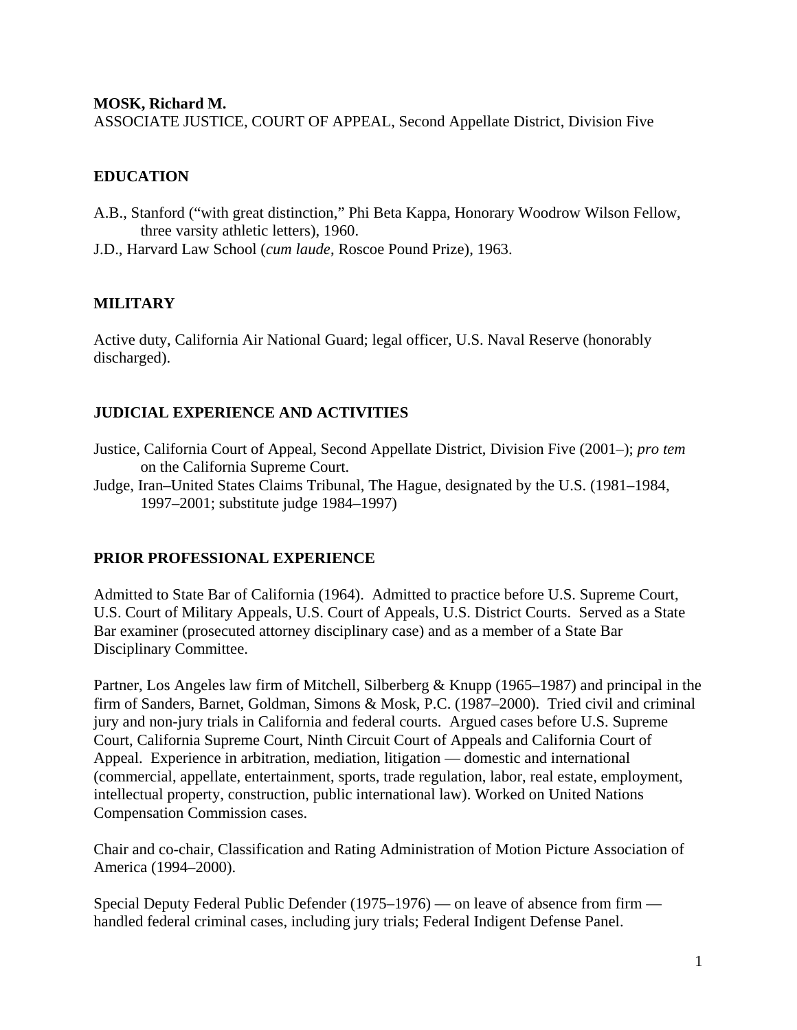**MOSK, Richard M.**
ASSOCIATE JUSTICE, COURT OF APPEAL, Second Appellate District, Division Five

## EDUCATION

A.B., Stanford ("with great distinction," Phi Beta Kappa, Honorary Woodrow Wilson Fellow, three varsity athletic letters), 1960.
J.D., Harvard Law School (*cum laude*, Roscoe Pound Prize), 1963.

## MILITARY

Active duty, California Air National Guard; legal officer, U.S. Naval Reserve (honorably discharged).

## JUDICIAL EXPERIENCE AND ACTIVITIES

Justice, California Court of Appeal, Second Appellate District, Division Five (2001–); *pro tem* on the California Supreme Court.
Judge, Iran–United States Claims Tribunal, The Hague, designated by the U.S. (1981–1984, 1997–2001; substitute judge 1984–1997)

## PRIOR PROFESSIONAL EXPERIENCE

Admitted to State Bar of California (1964). Admitted to practice before U.S. Supreme Court, U.S. Court of Military Appeals, U.S. Court of Appeals, U.S. District Courts. Served as a State Bar examiner (prosecuted attorney disciplinary case) and as a member of a State Bar Disciplinary Committee.

Partner, Los Angeles law firm of Mitchell, Silberberg & Knupp (1965–1987) and principal in the firm of Sanders, Barnet, Goldman, Simons & Mosk, P.C. (1987–2000). Tried civil and criminal jury and non-jury trials in California and federal courts. Argued cases before U.S. Supreme Court, California Supreme Court, Ninth Circuit Court of Appeals and California Court of Appeal. Experience in arbitration, mediation, litigation — domestic and international (commercial, appellate, entertainment, sports, trade regulation, labor, real estate, employment, intellectual property, construction, public international law). Worked on United Nations Compensation Commission cases.

Chair and co-chair, Classification and Rating Administration of Motion Picture Association of America (1994–2000).

Special Deputy Federal Public Defender (1975–1976) — on leave of absence from firm — handled federal criminal cases, including jury trials; Federal Indigent Defense Panel.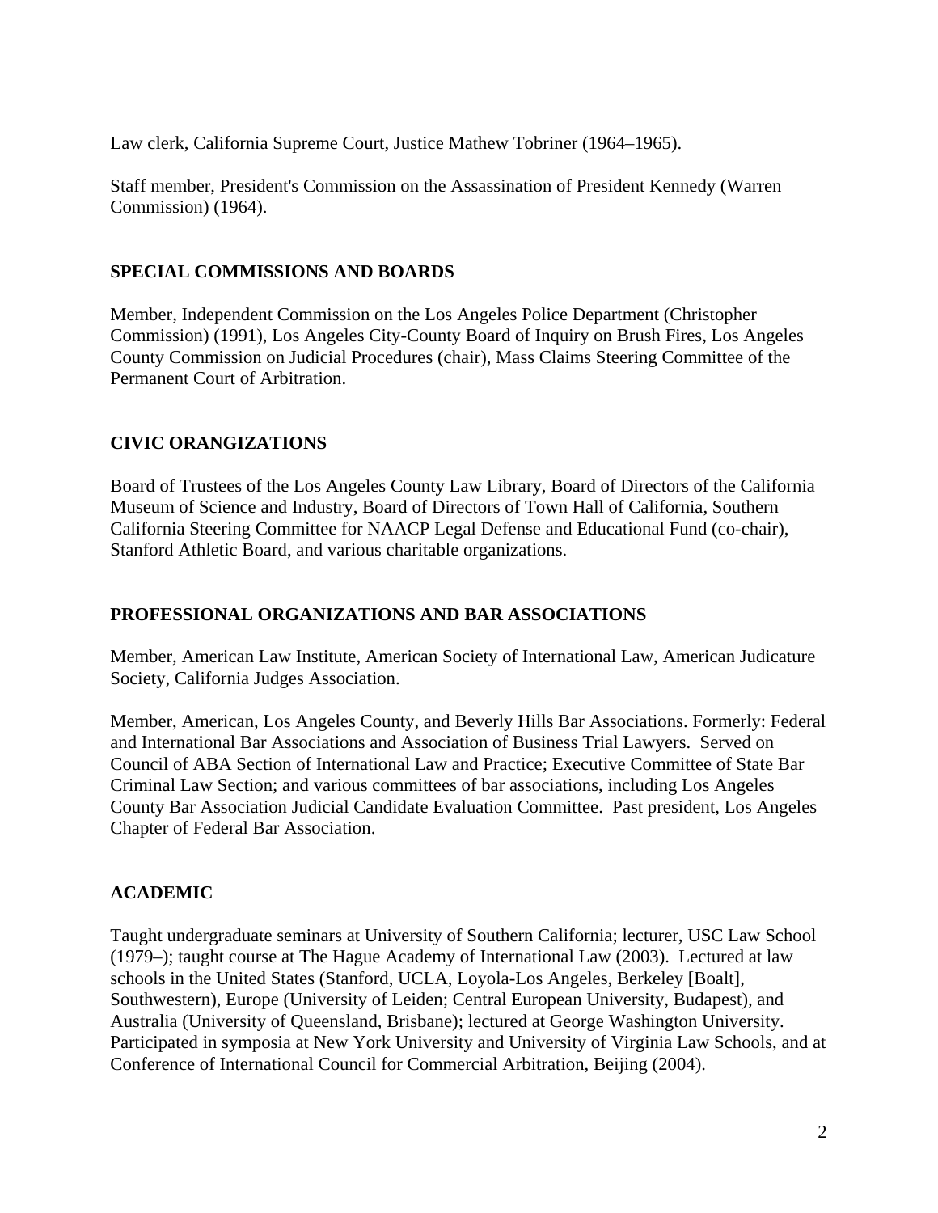Law clerk, California Supreme Court, Justice Mathew Tobriner (1964–1965).

Staff member, President's Commission on the Assassination of President Kennedy (Warren Commission) (1964).

## SPECIAL COMMISSIONS AND BOARDS

Member, Independent Commission on the Los Angeles Police Department (Christopher Commission) (1991), Los Angeles City-County Board of Inquiry on Brush Fires, Los Angeles County Commission on Judicial Procedures (chair), Mass Claims Steering Committee of the Permanent Court of Arbitration.

## CIVIC ORANGIZATIONS

Board of Trustees of the Los Angeles County Law Library, Board of Directors of the California Museum of Science and Industry, Board of Directors of Town Hall of California, Southern California Steering Committee for NAACP Legal Defense and Educational Fund (co-chair), Stanford Athletic Board, and various charitable organizations.

## PROFESSIONAL ORGANIZATIONS AND BAR ASSOCIATIONS

Member, American Law Institute, American Society of International Law, American Judicature Society, California Judges Association.

Member, American, Los Angeles County, and Beverly Hills Bar Associations. Formerly: Federal and International Bar Associations and Association of Business Trial Lawyers. Served on Council of ABA Section of International Law and Practice; Executive Committee of State Bar Criminal Law Section; and various committees of bar associations, including Los Angeles County Bar Association Judicial Candidate Evaluation Committee. Past president, Los Angeles Chapter of Federal Bar Association.

## ACADEMIC

Taught undergraduate seminars at University of Southern California; lecturer, USC Law School (1979–); taught course at The Hague Academy of International Law (2003). Lectured at law schools in the United States (Stanford, UCLA, Loyola-Los Angeles, Berkeley [Boalt], Southwestern), Europe (University of Leiden; Central European University, Budapest), and Australia (University of Queensland, Brisbane); lectured at George Washington University. Participated in symposia at New York University and University of Virginia Law Schools, and at Conference of International Council for Commercial Arbitration, Beijing (2004).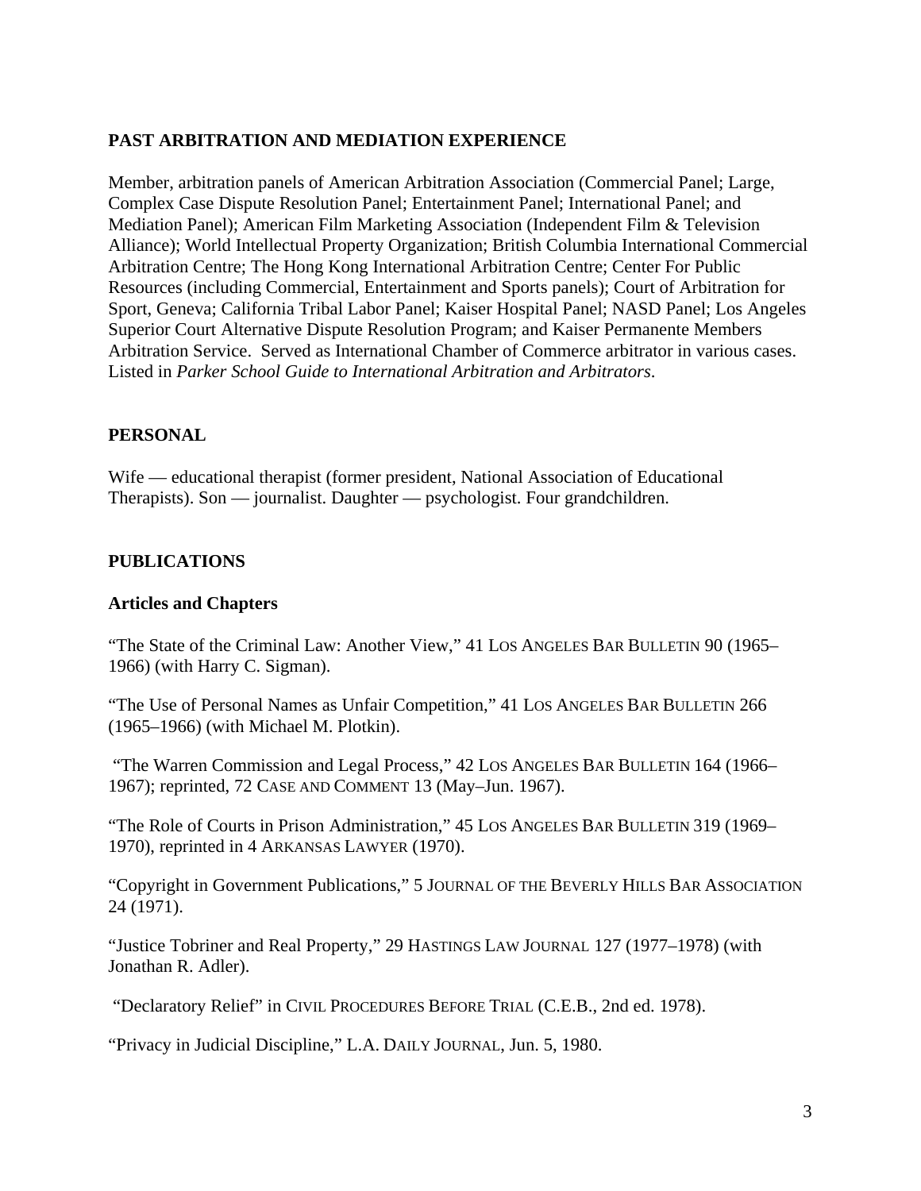## PAST ARBITRATION AND MEDIATION EXPERIENCE

Member, arbitration panels of American Arbitration Association (Commercial Panel; Large, Complex Case Dispute Resolution Panel; Entertainment Panel; International Panel; and Mediation Panel); American Film Marketing Association (Independent Film & Television Alliance); World Intellectual Property Organization; British Columbia International Commercial Arbitration Centre; The Hong Kong International Arbitration Centre; Center For Public Resources (including Commercial, Entertainment and Sports panels); Court of Arbitration for Sport, Geneva; California Tribal Labor Panel; Kaiser Hospital Panel; NASD Panel; Los Angeles Superior Court Alternative Dispute Resolution Program; and Kaiser Permanente Members Arbitration Service. Served as International Chamber of Commerce arbitrator in various cases. Listed in *Parker School Guide to International Arbitration and Arbitrators*.

## PERSONAL

Wife — educational therapist (former president, National Association of Educational Therapists). Son — journalist. Daughter — psychologist. Four grandchildren.

## PUBLICATIONS

### Articles and Chapters

"The State of the Criminal Law: Another View," 41 LOS ANGELES BAR BULLETIN 90 (1965–1966) (with Harry C. Sigman).

"The Use of Personal Names as Unfair Competition," 41 LOS ANGELES BAR BULLETIN 266 (1965–1966) (with Michael M. Plotkin).

"The Warren Commission and Legal Process," 42 LOS ANGELES BAR BULLETIN 164 (1966–1967); reprinted, 72 CASE AND COMMENT 13 (May–Jun. 1967).

"The Role of Courts in Prison Administration," 45 LOS ANGELES BAR BULLETIN 319 (1969–1970), reprinted in 4 ARKANSAS LAWYER (1970).

"Copyright in Government Publications," 5 JOURNAL OF THE BEVERLY HILLS BAR ASSOCIATION 24 (1971).

"Justice Tobriner and Real Property," 29 HASTINGS LAW JOURNAL 127 (1977–1978) (with Jonathan R. Adler).

"Declaratory Relief" in CIVIL PROCEDURES BEFORE TRIAL (C.E.B., 2nd ed. 1978).

"Privacy in Judicial Discipline," L.A. DAILY JOURNAL, Jun. 5, 1980.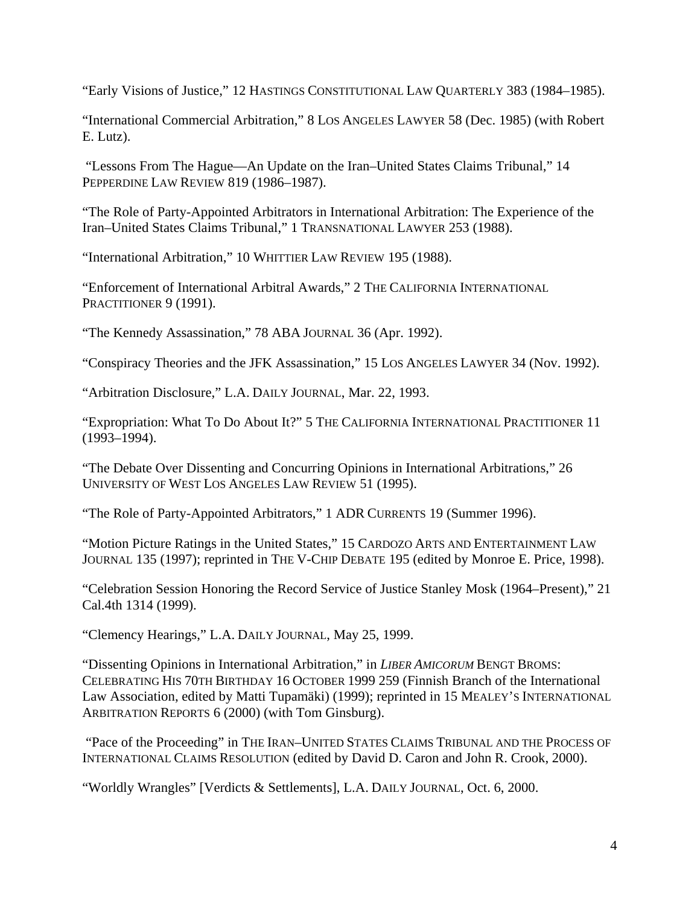"Early Visions of Justice," 12 HASTINGS CONSTITUTIONAL LAW QUARTERLY 383 (1984–1985).

"International Commercial Arbitration," 8 LOS ANGELES LAWYER 58 (Dec. 1985) (with Robert E. Lutz).

"Lessons From The Hague—An Update on the Iran–United States Claims Tribunal," 14 PEPPERDINE LAW REVIEW 819 (1986–1987).

"The Role of Party-Appointed Arbitrators in International Arbitration: The Experience of the Iran–United States Claims Tribunal," 1 TRANSNATIONAL LAWYER 253 (1988).

"International Arbitration," 10 WHITTIER LAW REVIEW 195 (1988).

"Enforcement of International Arbitral Awards," 2 THE CALIFORNIA INTERNATIONAL PRACTITIONER 9 (1991).

"The Kennedy Assassination," 78 ABA JOURNAL 36 (Apr. 1992).

"Conspiracy Theories and the JFK Assassination," 15 LOS ANGELES LAWYER 34 (Nov. 1992).

"Arbitration Disclosure," L.A. DAILY JOURNAL, Mar. 22, 1993.

"Expropriation: What To Do About It?" 5 THE CALIFORNIA INTERNATIONAL PRACTITIONER 11 (1993–1994).

"The Debate Over Dissenting and Concurring Opinions in International Arbitrations," 26 UNIVERSITY OF WEST LOS ANGELES LAW REVIEW 51 (1995).

"The Role of Party-Appointed Arbitrators," 1 ADR CURRENTS 19 (Summer 1996).

"Motion Picture Ratings in the United States," 15 CARDOZO ARTS AND ENTERTAINMENT LAW JOURNAL 135 (1997); reprinted in THE V-CHIP DEBATE 195 (edited by Monroe E. Price, 1998).

"Celebration Session Honoring the Record Service of Justice Stanley Mosk (1964–Present)," 21 Cal.4th 1314 (1999).

"Clemency Hearings," L.A. DAILY JOURNAL, May 25, 1999.

"Dissenting Opinions in International Arbitration," in *LIBER AMICORUM* BENGT BROMS: CELEBRATING HIS 70TH BIRTHDAY 16 OCTOBER 1999 259 (Finnish Branch of the International Law Association, edited by Matti Tupamäki) (1999); reprinted in 15 MEALEY'S INTERNATIONAL ARBITRATION REPORTS 6 (2000) (with Tom Ginsburg).

"Pace of the Proceeding" in THE IRAN–UNITED STATES CLAIMS TRIBUNAL AND THE PROCESS OF INTERNATIONAL CLAIMS RESOLUTION (edited by David D. Caron and John R. Crook, 2000).

"Worldly Wrangles" [Verdicts & Settlements], L.A. DAILY JOURNAL, Oct. 6, 2000.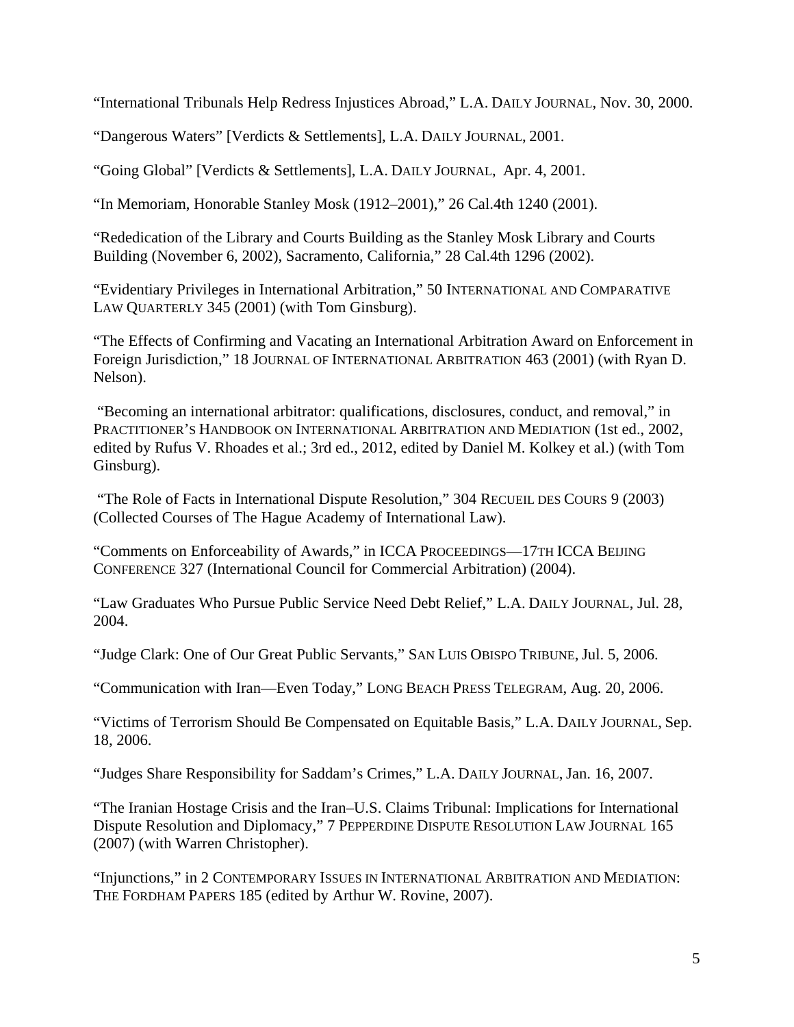"International Tribunals Help Redress Injustices Abroad," L.A. DAILY JOURNAL, Nov. 30, 2000.

"Dangerous Waters" [Verdicts & Settlements], L.A. DAILY JOURNAL, 2001.

"Going Global" [Verdicts & Settlements], L.A. DAILY JOURNAL, Apr. 4, 2001.

"In Memoriam, Honorable Stanley Mosk (1912–2001)," 26 Cal.4th 1240 (2001).

"Rededication of the Library and Courts Building as the Stanley Mosk Library and Courts Building (November 6, 2002), Sacramento, California," 28 Cal.4th 1296 (2002).

"Evidentiary Privileges in International Arbitration," 50 INTERNATIONAL AND COMPARATIVE LAW QUARTERLY 345 (2001) (with Tom Ginsburg).

"The Effects of Confirming and Vacating an International Arbitration Award on Enforcement in Foreign Jurisdiction," 18 JOURNAL OF INTERNATIONAL ARBITRATION 463 (2001) (with Ryan D. Nelson).

"Becoming an international arbitrator: qualifications, disclosures, conduct, and removal," in PRACTITIONER'S HANDBOOK ON INTERNATIONAL ARBITRATION AND MEDIATION (1st ed., 2002, edited by Rufus V. Rhoades et al.; 3rd ed., 2012, edited by Daniel M. Kolkey et al.) (with Tom Ginsburg).

"The Role of Facts in International Dispute Resolution," 304 RECUEIL DES COURS 9 (2003) (Collected Courses of The Hague Academy of International Law).

"Comments on Enforceability of Awards," in ICCA PROCEEDINGS—17TH ICCA BEIJING CONFERENCE 327 (International Council for Commercial Arbitration) (2004).

"Law Graduates Who Pursue Public Service Need Debt Relief," L.A. DAILY JOURNAL, Jul. 28, 2004.

"Judge Clark: One of Our Great Public Servants," SAN LUIS OBISPO TRIBUNE, Jul. 5, 2006.

"Communication with Iran—Even Today," LONG BEACH PRESS TELEGRAM, Aug. 20, 2006.

"Victims of Terrorism Should Be Compensated on Equitable Basis," L.A. DAILY JOURNAL, Sep. 18, 2006.

"Judges Share Responsibility for Saddam's Crimes," L.A. DAILY JOURNAL, Jan. 16, 2007.

"The Iranian Hostage Crisis and the Iran–U.S. Claims Tribunal: Implications for International Dispute Resolution and Diplomacy," 7 PEPPERDINE DISPUTE RESOLUTION LAW JOURNAL 165 (2007) (with Warren Christopher).

"Injunctions," in 2 CONTEMPORARY ISSUES IN INTERNATIONAL ARBITRATION AND MEDIATION: THE FORDHAM PAPERS 185 (edited by Arthur W. Rovine, 2007).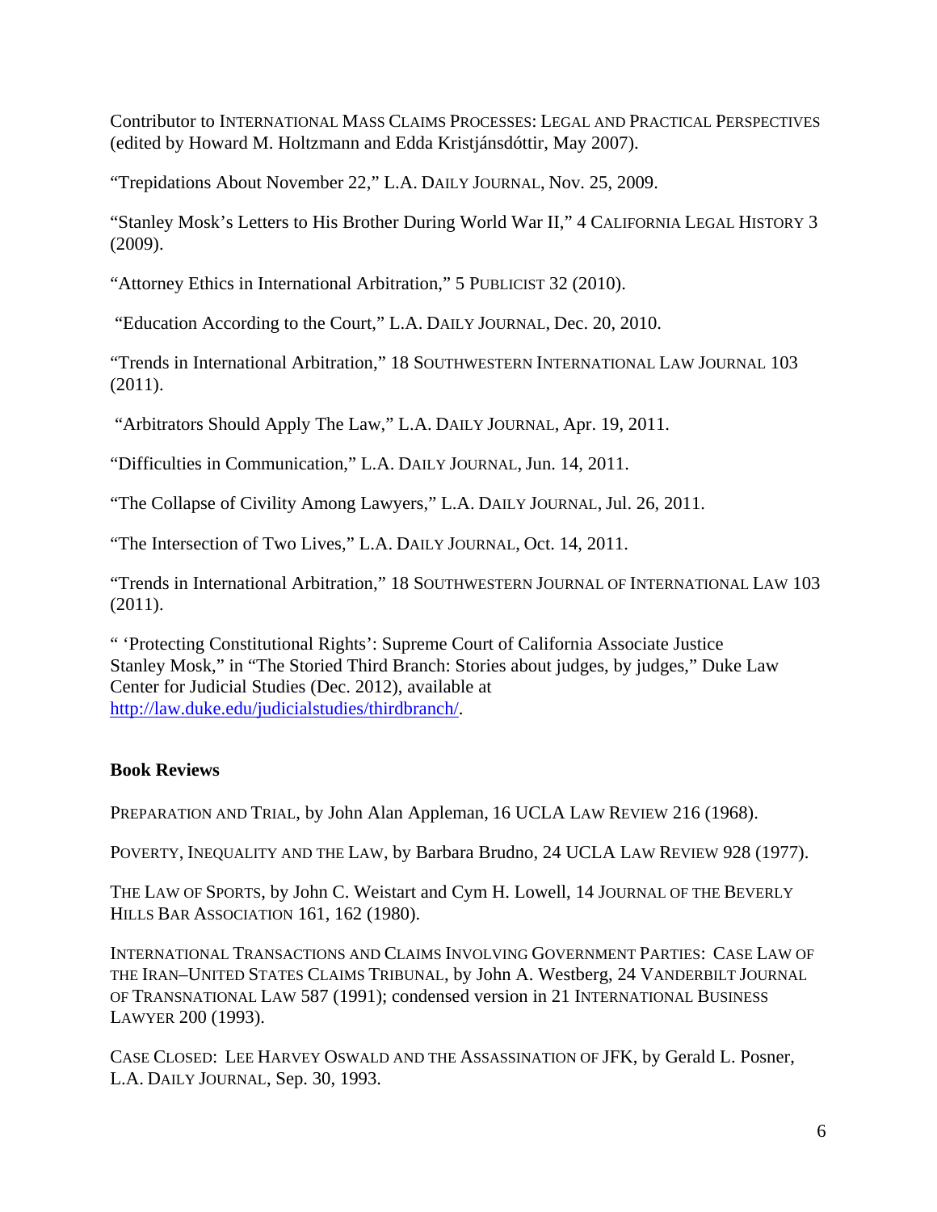Contributor to INTERNATIONAL MASS CLAIMS PROCESSES: LEGAL AND PRACTICAL PERSPECTIVES (edited by Howard M. Holtzmann and Edda Kristjánsdóttir, May 2007).

"Trepidations About November 22," L.A. DAILY JOURNAL, Nov. 25, 2009.

"Stanley Mosk's Letters to His Brother During World War II," 4 CALIFORNIA LEGAL HISTORY 3 (2009).

"Attorney Ethics in International Arbitration," 5 PUBLICIST 32 (2010).

"Education According to the Court," L.A. DAILY JOURNAL, Dec. 20, 2010.

"Trends in International Arbitration," 18 SOUTHWESTERN INTERNATIONAL LAW JOURNAL 103 (2011).

"Arbitrators Should Apply The Law," L.A. DAILY JOURNAL, Apr. 19, 2011.

"Difficulties in Communication," L.A. DAILY JOURNAL, Jun. 14, 2011.

"The Collapse of Civility Among Lawyers," L.A. DAILY JOURNAL, Jul. 26, 2011.

"The Intersection of Two Lives," L.A. DAILY JOURNAL, Oct. 14, 2011.

"Trends in International Arbitration," 18 SOUTHWESTERN JOURNAL OF INTERNATIONAL LAW 103 (2011).

" 'Protecting Constitutional Rights': Supreme Court of California Associate Justice Stanley Mosk," in "The Storied Third Branch: Stories about judges, by judges," Duke Law Center for Judicial Studies (Dec. 2012), available at http://law.duke.edu/judicialstudies/thirdbranch/.

**Book Reviews**

PREPARATION AND TRIAL, by John Alan Appleman, 16 UCLA LAW REVIEW 216 (1968).

POVERTY, INEQUALITY AND THE LAW, by Barbara Brudno, 24 UCLA LAW REVIEW 928 (1977).

THE LAW OF SPORTS, by John C. Weistart and Cym H. Lowell, 14 JOURNAL OF THE BEVERLY HILLS BAR ASSOCIATION 161, 162 (1980).

INTERNATIONAL TRANSACTIONS AND CLAIMS INVOLVING GOVERNMENT PARTIES: CASE LAW OF THE IRAN–UNITED STATES CLAIMS TRIBUNAL, by John A. Westberg, 24 VANDERBILT JOURNAL OF TRANSNATIONAL LAW 587 (1991); condensed version in 21 INTERNATIONAL BUSINESS LAWYER 200 (1993).

CASE CLOSED: LEE HARVEY OSWALD AND THE ASSASSINATION OF JFK, by Gerald L. Posner, L.A. DAILY JOURNAL, Sep. 30, 1993.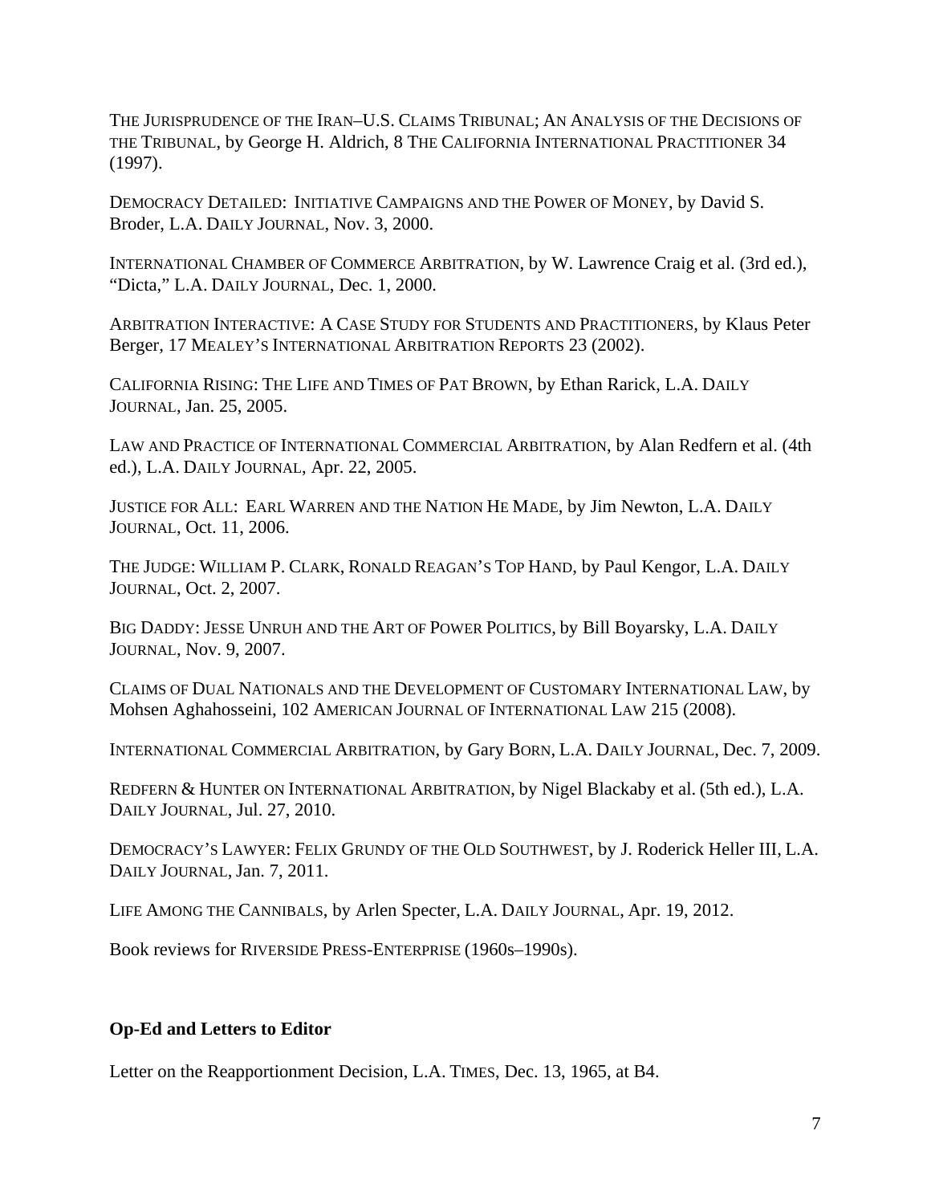THE JURISPRUDENCE OF THE IRAN–U.S. CLAIMS TRIBUNAL; AN ANALYSIS OF THE DECISIONS OF THE TRIBUNAL, by George H. Aldrich, 8 THE CALIFORNIA INTERNATIONAL PRACTITIONER 34 (1997).

DEMOCRACY DETAILED: INITIATIVE CAMPAIGNS AND THE POWER OF MONEY, by David S. Broder, L.A. DAILY JOURNAL, Nov. 3, 2000.

INTERNATIONAL CHAMBER OF COMMERCE ARBITRATION, by W. Lawrence Craig et al. (3rd ed.), "Dicta," L.A. DAILY JOURNAL, Dec. 1, 2000.

ARBITRATION INTERACTIVE: A CASE STUDY FOR STUDENTS AND PRACTITIONERS, by Klaus Peter Berger, 17 MEALEY'S INTERNATIONAL ARBITRATION REPORTS 23 (2002).

CALIFORNIA RISING: THE LIFE AND TIMES OF PAT BROWN, by Ethan Rarick, L.A. DAILY JOURNAL, Jan. 25, 2005.

LAW AND PRACTICE OF INTERNATIONAL COMMERCIAL ARBITRATION, by Alan Redfern et al. (4th ed.), L.A. DAILY JOURNAL, Apr. 22, 2005.

JUSTICE FOR ALL: EARL WARREN AND THE NATION HE MADE, by Jim Newton, L.A. DAILY JOURNAL, Oct. 11, 2006.

THE JUDGE: WILLIAM P. CLARK, RONALD REAGAN'S TOP HAND, by Paul Kengor, L.A. DAILY JOURNAL, Oct. 2, 2007.

BIG DADDY: JESSE UNRUH AND THE ART OF POWER POLITICS, by Bill Boyarsky, L.A. DAILY JOURNAL, Nov. 9, 2007.

CLAIMS OF DUAL NATIONALS AND THE DEVELOPMENT OF CUSTOMARY INTERNATIONAL LAW, by Mohsen Aghahosseini, 102 AMERICAN JOURNAL OF INTERNATIONAL LAW 215 (2008).

INTERNATIONAL COMMERCIAL ARBITRATION, by Gary BORN, L.A. DAILY JOURNAL, Dec. 7, 2009.

REDFERN & HUNTER ON INTERNATIONAL ARBITRATION, by Nigel Blackaby et al. (5th ed.), L.A. DAILY JOURNAL, Jul. 27, 2010.

DEMOCRACY'S LAWYER: FELIX GRUNDY OF THE OLD SOUTHWEST, by J. Roderick Heller III, L.A. DAILY JOURNAL, Jan. 7, 2011.

LIFE AMONG THE CANNIBALS, by Arlen Specter, L.A. DAILY JOURNAL, Apr. 19, 2012.

Book reviews for RIVERSIDE PRESS-ENTERPRISE (1960s–1990s).

**Op-Ed and Letters to Editor**

Letter on the Reapportionment Decision, L.A. TIMES, Dec. 13, 1965, at B4.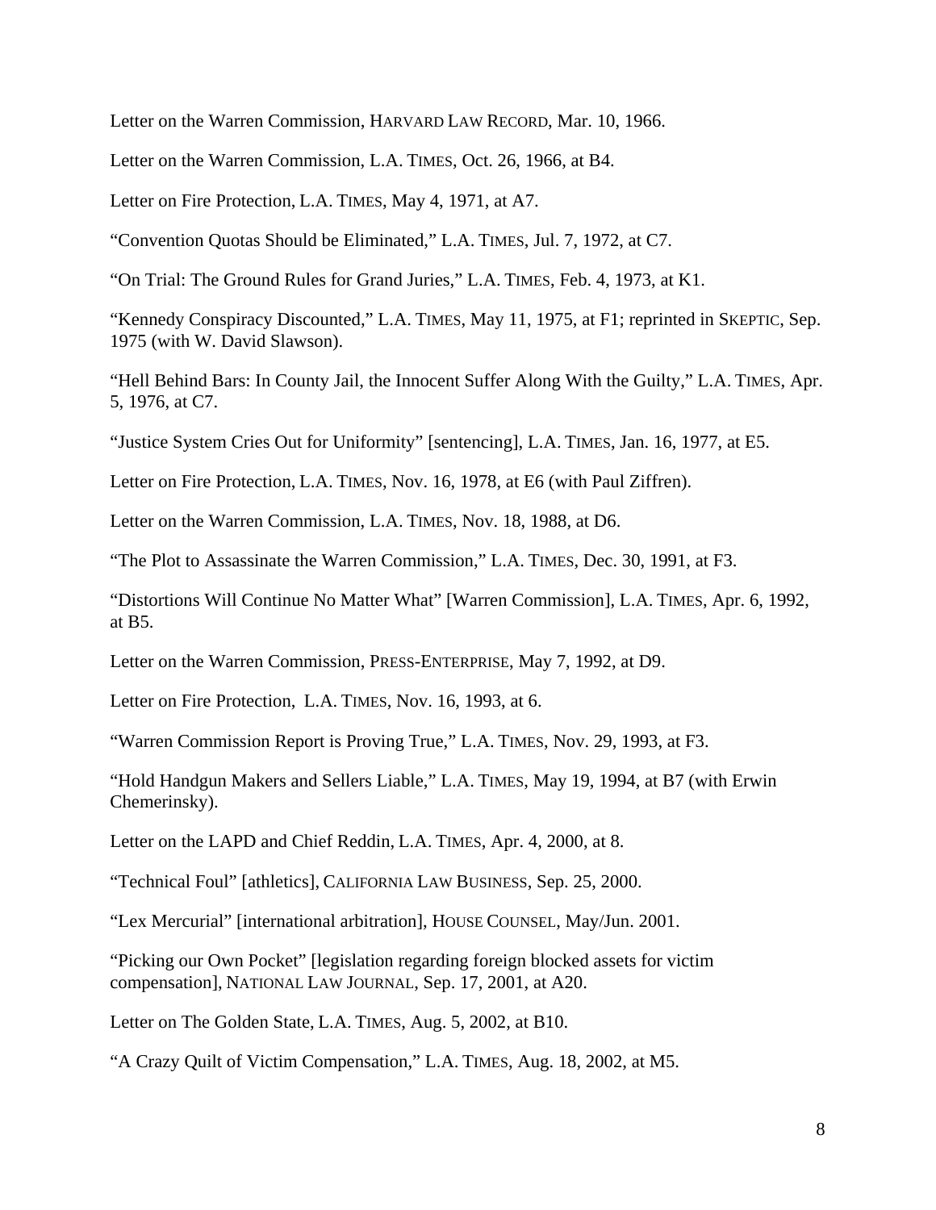Letter on the Warren Commission, HARVARD LAW RECORD, Mar. 10, 1966.

Letter on the Warren Commission, L.A. TIMES, Oct. 26, 1966, at B4.

Letter on Fire Protection, L.A. TIMES, May 4, 1971, at A7.

"Convention Quotas Should be Eliminated," L.A. TIMES, Jul. 7, 1972, at C7.

"On Trial: The Ground Rules for Grand Juries," L.A. TIMES, Feb. 4, 1973, at K1.

"Kennedy Conspiracy Discounted," L.A. TIMES, May 11, 1975, at F1; reprinted in SKEPTIC, Sep. 1975 (with W. David Slawson).

"Hell Behind Bars: In County Jail, the Innocent Suffer Along With the Guilty," L.A. TIMES, Apr. 5, 1976, at C7.

"Justice System Cries Out for Uniformity" [sentencing], L.A. TIMES, Jan. 16, 1977, at E5.

Letter on Fire Protection, L.A. TIMES, Nov. 16, 1978, at E6 (with Paul Ziffren).

Letter on the Warren Commission, L.A. TIMES, Nov. 18, 1988, at D6.

"The Plot to Assassinate the Warren Commission," L.A. TIMES, Dec. 30, 1991, at F3.

"Distortions Will Continue No Matter What" [Warren Commission], L.A. TIMES, Apr. 6, 1992, at B5.

Letter on the Warren Commission, PRESS-ENTERPRISE, May 7, 1992, at D9.

Letter on Fire Protection, L.A. TIMES, Nov. 16, 1993, at 6.

"Warren Commission Report is Proving True," L.A. TIMES, Nov. 29, 1993, at F3.

"Hold Handgun Makers and Sellers Liable," L.A. TIMES, May 19, 1994, at B7 (with Erwin Chemerinsky).

Letter on the LAPD and Chief Reddin, L.A. TIMES, Apr. 4, 2000, at 8.

"Technical Foul" [athletics], CALIFORNIA LAW BUSINESS, Sep. 25, 2000.

"Lex Mercurial" [international arbitration], HOUSE COUNSEL, May/Jun. 2001.

"Picking our Own Pocket" [legislation regarding foreign blocked assets for victim compensation], NATIONAL LAW JOURNAL, Sep. 17, 2001, at A20.

Letter on The Golden State, L.A. TIMES, Aug. 5, 2002, at B10.

"A Crazy Quilt of Victim Compensation," L.A. TIMES, Aug. 18, 2002, at M5.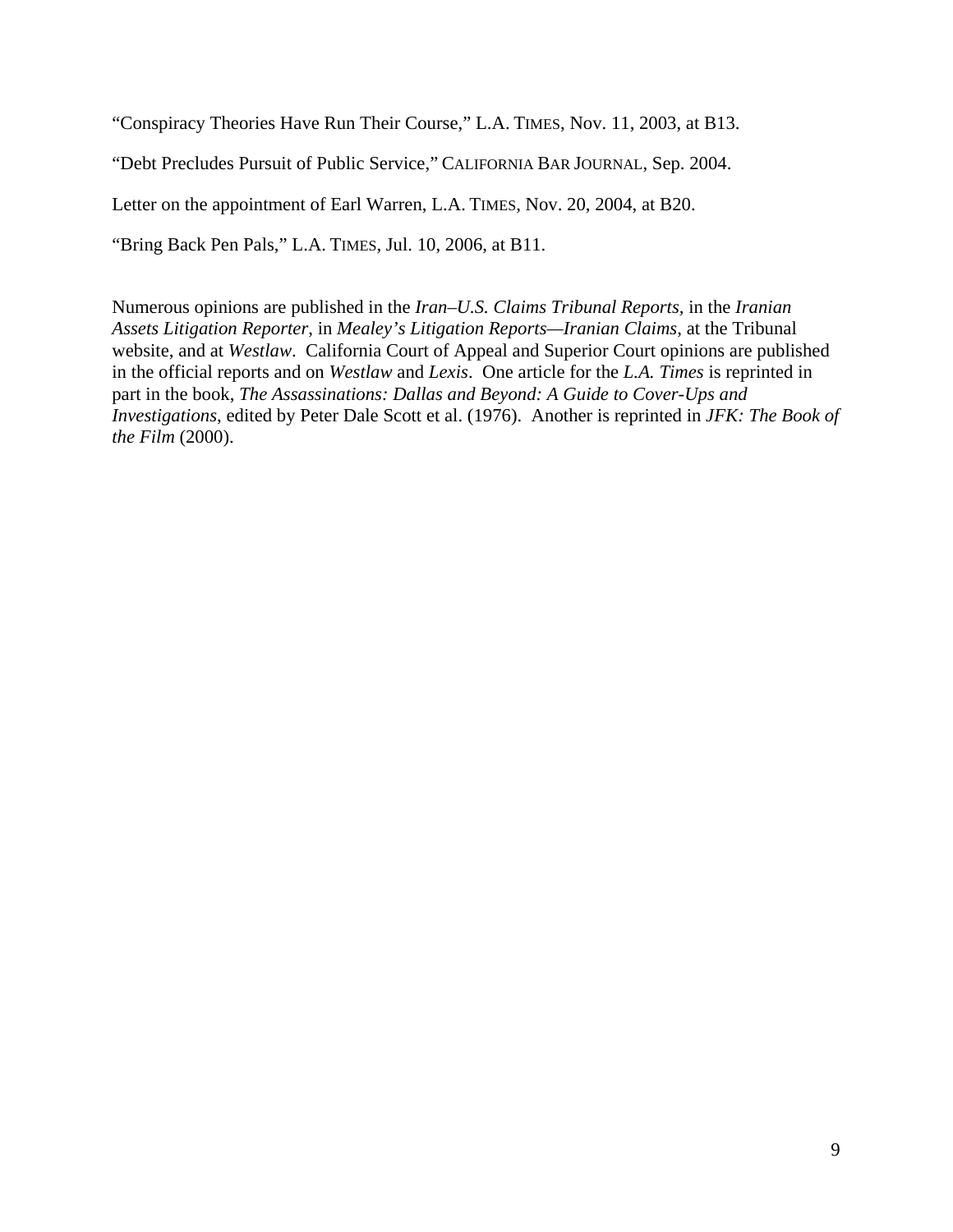“Conspiracy Theories Have Run Their Course,” L.A. TIMES, Nov. 11, 2003, at B13.

“Debt Precludes Pursuit of Public Service,” CALIFORNIA BAR JOURNAL, Sep. 2004.

Letter on the appointment of Earl Warren, L.A. TIMES, Nov. 20, 2004, at B20.

“Bring Back Pen Pals,” L.A. TIMES, Jul. 10, 2006, at B11.

Numerous opinions are published in the *Iran–U.S. Claims Tribunal Reports*, in the *Iranian Assets Litigation Reporter*, in *Mealey’s Litigation Reports—Iranian Claims*, at the Tribunal website, and at *Westlaw*. California Court of Appeal and Superior Court opinions are published in the official reports and on *Westlaw* and *Lexis*. One article for the *L.A. Times* is reprinted in part in the book, *The Assassinations: Dallas and Beyond: A Guide to Cover-Ups and Investigations*, edited by Peter Dale Scott et al. (1976). Another is reprinted in *JFK: The Book of the Film* (2000).